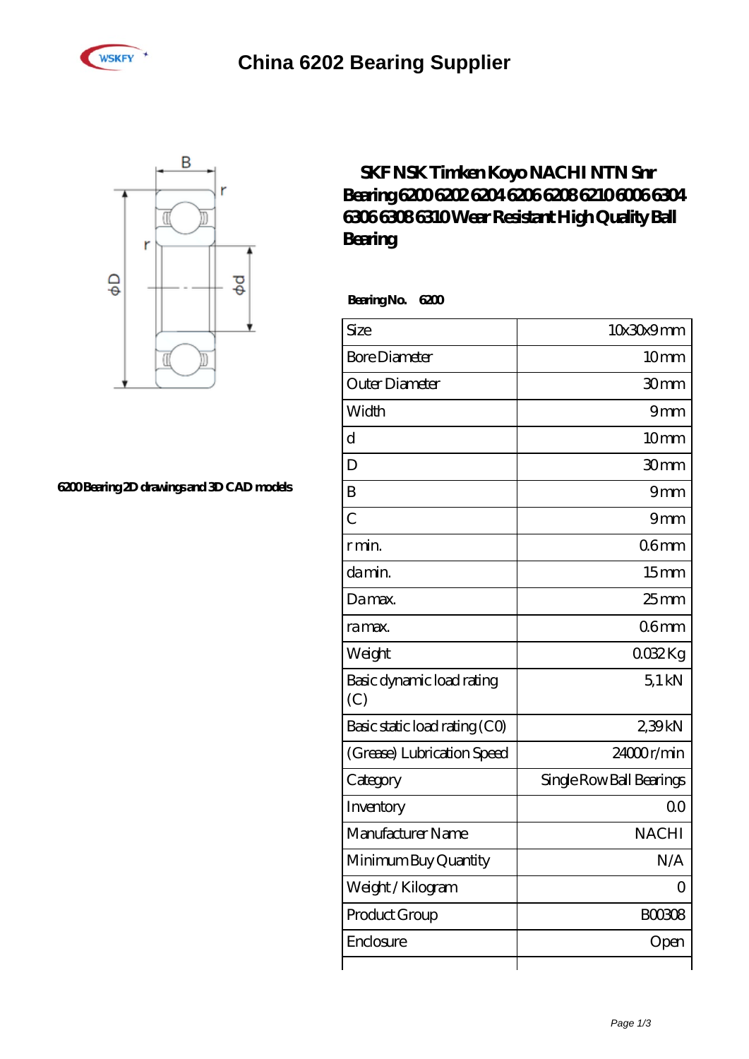# China 6202 Bearing Supplier

B

r

r

ϕD

ϕd

6200 Bearing 2D drawings and 3D CAD models

## SKF NSK Timken Koyo NACHI NTN Snr Bearing 6200 6202 6204 6206 6208 6210 6006 6304 6306 6308 6310 Wear Resistant High Quality Ball Bearing

**Bearing No. 6200**

| | |
|---|---|
| Size | 10x30x9 mm |
| Bore Diameter | 10 mm |
| Outer Diameter | 30 mm |
| Width | 9 mm |
| d | 10 mm |
| D | 30 mm |
| B | 9 mm |
| C | 9 mm |
| r min. | 0.6 mm |
| da min. | 15 mm |
| Da max. | 25 mm |
| ra max. | 0.6 mm |
| Weight | 0.032 Kg |
| Basic dynamic load rating (C) | 5,1 kN |
| Basic static load rating (C0) | 2,39 kN |
| (Grease) Lubrication Speed | 24000 r/min |
| Category | Single Row Ball Bearings |
| Inventory | 0.0 |
| Manufacturer Name | NACHI |
| Minimum Buy Quantity | N/A |
| Weight / Kilogram | 0 |
| Product Group | B00308 |
| Enclosure | Open |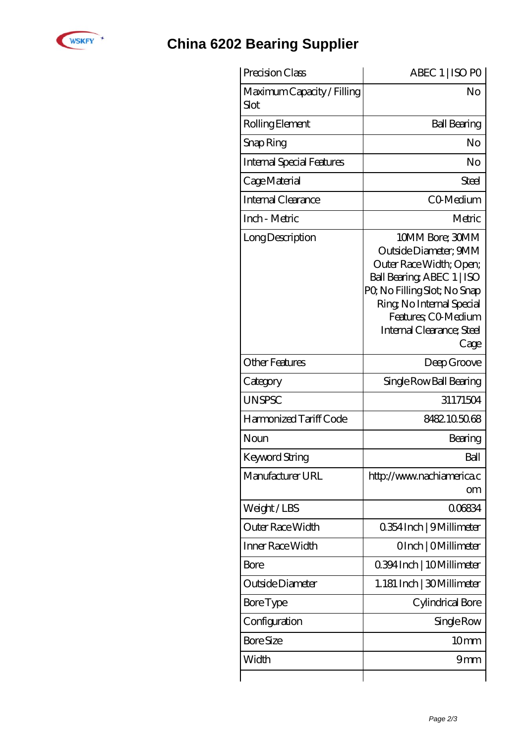# China 6202 Bearing Supplier

| | |
|---|---|
| Precision Class | ABEC 1 \| ISO P0 |
| Maximum Capacity / Filling Slot | No |
| Rolling Element | Ball Bearing |
| Snap Ring | No |
| Internal Special Features | No |
| Cage Material | Steel |
| Internal Clearance | C0-Medium |
| Inch - Metric | Metric |
| Long Description | 10MM Bore; 30MM Outside Diameter; 9MM Outer Race Width; Open; Ball Bearing; ABEC 1 \| ISO P0; No Filling Slot; No Snap Ring; No Internal Special Features; C0-Medium Internal Clearance; Steel Cage |
| Other Features | Deep Groove |
| Category | Single Row Ball Bearing |
| UNSPSC | 31171504 |
| Harmonized Tariff Code | 8482.10.50.68 |
| Noun | Bearing |
| Keyword String | Ball |
| Manufacturer URL | http://www.nachiamerica.com |
| Weight / LBS | 0.06834 |
| Outer Race Width | 0.354 Inch \| 9 Millimeter |
| Inner Race Width | 0 Inch \| 0 Millimeter |
| Bore | 0.394 Inch \| 10 Millimeter |
| Outside Diameter | 1.181 Inch \| 30 Millimeter |
| Bore Type | Cylindrical Bore |
| Configuration | Single Row |
| Bore Size | 10 mm |
| Width | 9 mm |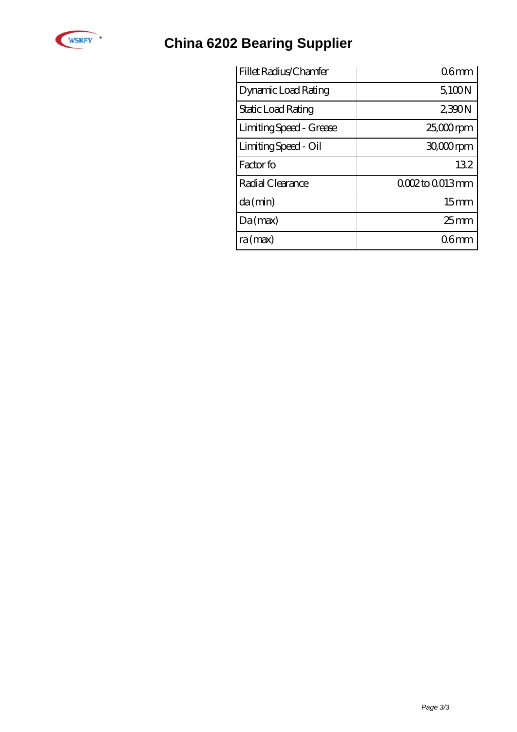| | |
|---|---|
| Fillet Radius/Chamfer | 0.6 mm |
| Dynamic Load Rating | 5,100 N |
| Static Load Rating | 2,390 N |
| Limiting Speed - Grease | 25,000 rpm |
| Limiting Speed - Oil | 30,000 rpm |
| Factor fo | 13.2 |
| Radial Clearance | 0.002 to 0.013 mm |
| da (min) | 15 mm |
| Da (max) | 25 mm |
| ra (max) | 0.6 mm |